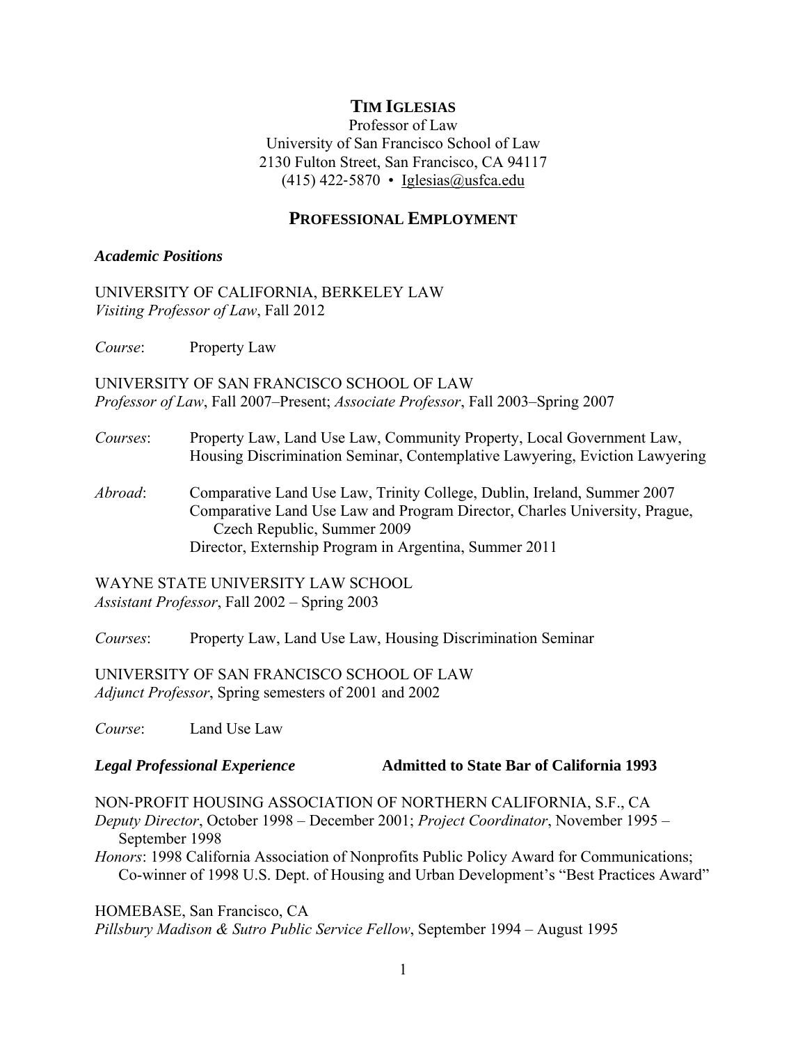# TIM IGLESIAS

Professor of Law
University of San Francisco School of Law
2130 Fulton Street, San Francisco, CA 94117
(415) 422-5870 • Iglesias@usfca.edu

## PROFESSIONAL EMPLOYMENT

### *Academic Positions*

UNIVERSITY OF CALIFORNIA, BERKELEY LAW
*Visiting Professor of Law*, Fall 2012

*Course*: Property Law

UNIVERSITY OF SAN FRANCISCO SCHOOL OF LAW
*Professor of Law*, Fall 2007–Present; *Associate Professor*, Fall 2003–Spring 2007

*Courses*: Property Law, Land Use Law, Community Property, Local Government Law, Housing Discrimination Seminar, Contemplative Lawyering, Eviction Lawyering

*Abroad*: Comparative Land Use Law, Trinity College, Dublin, Ireland, Summer 2007
Comparative Land Use Law and Program Director, Charles University, Prague, Czech Republic, Summer 2009
Director, Externship Program in Argentina, Summer 2011

WAYNE STATE UNIVERSITY LAW SCHOOL
*Assistant Professor*, Fall 2002 – Spring 2003

*Courses*: Property Law, Land Use Law, Housing Discrimination Seminar

UNIVERSITY OF SAN FRANCISCO SCHOOL OF LAW
*Adjunct Professor*, Spring semesters of 2001 and 2002

*Course*: Land Use Law

### *Legal Professional Experience* — **Admitted to State Bar of California 1993**

NON-PROFIT HOUSING ASSOCIATION OF NORTHERN CALIFORNIA, S.F., CA
*Deputy Director*, October 1998 – December 2001; *Project Coordinator*, November 1995 – September 1998
*Honors*: 1998 California Association of Nonprofits Public Policy Award for Communications; Co-winner of 1998 U.S. Dept. of Housing and Urban Development's "Best Practices Award"

HOMEBASE, San Francisco, CA
*Pillsbury Madison & Sutro Public Service Fellow*, September 1994 – August 1995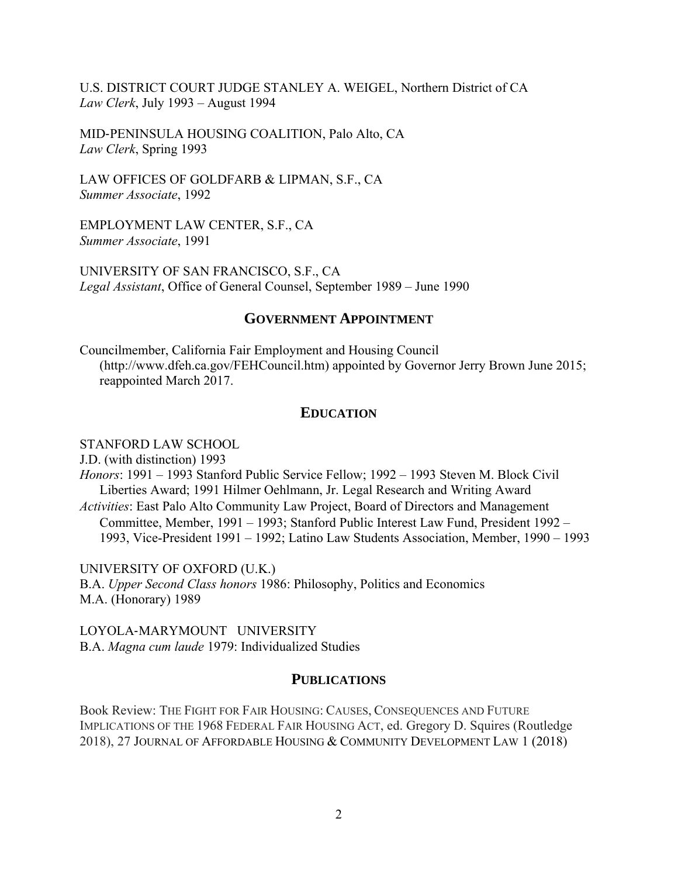U.S. DISTRICT COURT JUDGE STANLEY A. WEIGEL, Northern District of CA
*Law Clerk*, July 1993 – August 1994

MID-PENINSULA HOUSING COALITION, Palo Alto, CA
*Law Clerk*, Spring 1993

LAW OFFICES OF GOLDFARB & LIPMAN, S.F., CA
*Summer Associate*, 1992

EMPLOYMENT LAW CENTER, S.F., CA
*Summer Associate*, 1991

UNIVERSITY OF SAN FRANCISCO, S.F., CA
*Legal Assistant*, Office of General Counsel, September 1989 – June 1990

## GOVERNMENT APPOINTMENT

Councilmember, California Fair Employment and Housing Council (http://www.dfeh.ca.gov/FEHCouncil.htm) appointed by Governor Jerry Brown June 2015; reappointed March 2017.

## EDUCATION

STANFORD LAW SCHOOL
J.D. (with distinction) 1993
*Honors*: 1991 – 1993 Stanford Public Service Fellow; 1992 – 1993 Steven M. Block Civil Liberties Award; 1991 Hilmer Oehlmann, Jr. Legal Research and Writing Award
*Activities*: East Palo Alto Community Law Project, Board of Directors and Management Committee, Member, 1991 – 1993; Stanford Public Interest Law Fund, President 1992 – 1993, Vice-President 1991 – 1992; Latino Law Students Association, Member, 1990 – 1993

UNIVERSITY OF OXFORD (U.K.)
B.A. *Upper Second Class honors* 1986: Philosophy, Politics and Economics
M.A. (Honorary) 1989

LOYOLA-MARYMOUNT UNIVERSITY
B.A. *Magna cum laude* 1979: Individualized Studies

## PUBLICATIONS

Book Review: THE FIGHT FOR FAIR HOUSING: CAUSES, CONSEQUENCES AND FUTURE IMPLICATIONS OF THE 1968 FEDERAL FAIR HOUSING ACT, ed. Gregory D. Squires (Routledge 2018), 27 JOURNAL OF AFFORDABLE HOUSING & COMMUNITY DEVELOPMENT LAW 1 (2018)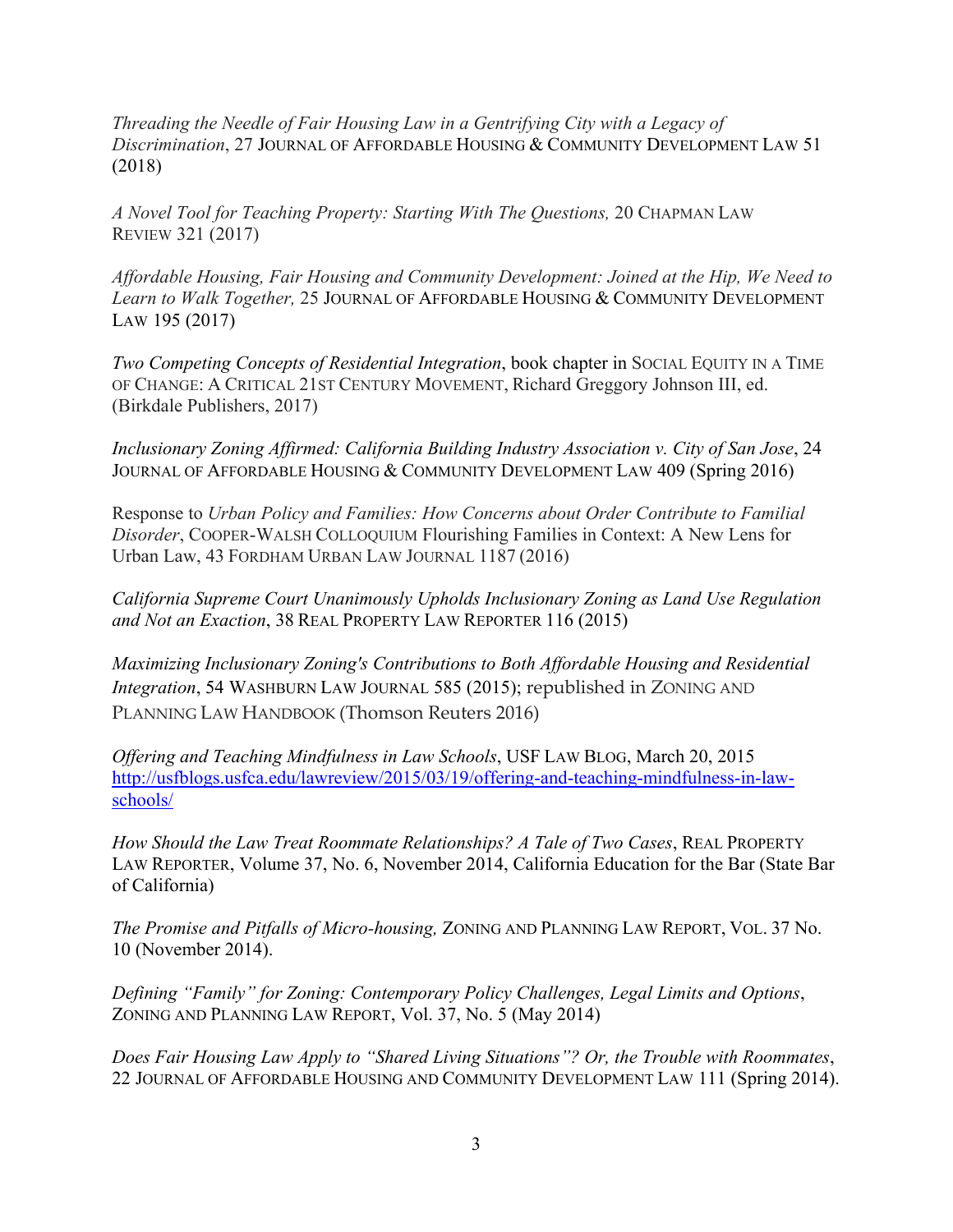*Threading the Needle of Fair Housing Law in a Gentrifying City with a Legacy of Discrimination*, 27 JOURNAL OF AFFORDABLE HOUSING & COMMUNITY DEVELOPMENT LAW 51 (2018)

*A Novel Tool for Teaching Property: Starting With The Questions,* 20 CHAPMAN LAW REVIEW 321 (2017)

*Affordable Housing, Fair Housing and Community Development: Joined at the Hip, We Need to Learn to Walk Together,* 25 JOURNAL OF AFFORDABLE HOUSING & COMMUNITY DEVELOPMENT LAW 195 (2017)

*Two Competing Concepts of Residential Integration*, book chapter in SOCIAL EQUITY IN A TIME OF CHANGE: A CRITICAL 21ST CENTURY MOVEMENT, Richard Greggory Johnson III, ed. (Birkdale Publishers, 2017)

*Inclusionary Zoning Affirmed: California Building Industry Association v. City of San Jose*, 24 JOURNAL OF AFFORDABLE HOUSING & COMMUNITY DEVELOPMENT LAW 409 (Spring 2016)

Response to *Urban Policy and Families: How Concerns about Order Contribute to Familial Disorder*, COOPER-WALSH COLLOQUIUM Flourishing Families in Context: A New Lens for Urban Law, 43 FORDHAM URBAN LAW JOURNAL 1187 (2016)

*California Supreme Court Unanimously Upholds Inclusionary Zoning as Land Use Regulation and Not an Exaction*, 38 REAL PROPERTY LAW REPORTER 116 (2015)

*Maximizing Inclusionary Zoning's Contributions to Both Affordable Housing and Residential Integration*, 54 WASHBURN LAW JOURNAL 585 (2015); republished in ZONING AND PLANNING LAW HANDBOOK (Thomson Reuters 2016)

*Offering and Teaching Mindfulness in Law Schools*, USF LAW BLOG, March 20, 2015 http://usfblogs.usfca.edu/lawreview/2015/03/19/offering-and-teaching-mindfulness-in-law-schools/

*How Should the Law Treat Roommate Relationships? A Tale of Two Cases*, REAL PROPERTY LAW REPORTER, Volume 37, No. 6, November 2014, California Education for the Bar (State Bar of California)

*The Promise and Pitfalls of Micro-housing,* ZONING AND PLANNING LAW REPORT, VOL. 37 No. 10 (November 2014).

*Defining "Family" for Zoning: Contemporary Policy Challenges, Legal Limits and Options*, ZONING AND PLANNING LAW REPORT, Vol. 37, No. 5 (May 2014)

*Does Fair Housing Law Apply to "Shared Living Situations"? Or, the Trouble with Roommates*, 22 JOURNAL OF AFFORDABLE HOUSING AND COMMUNITY DEVELOPMENT LAW 111 (Spring 2014).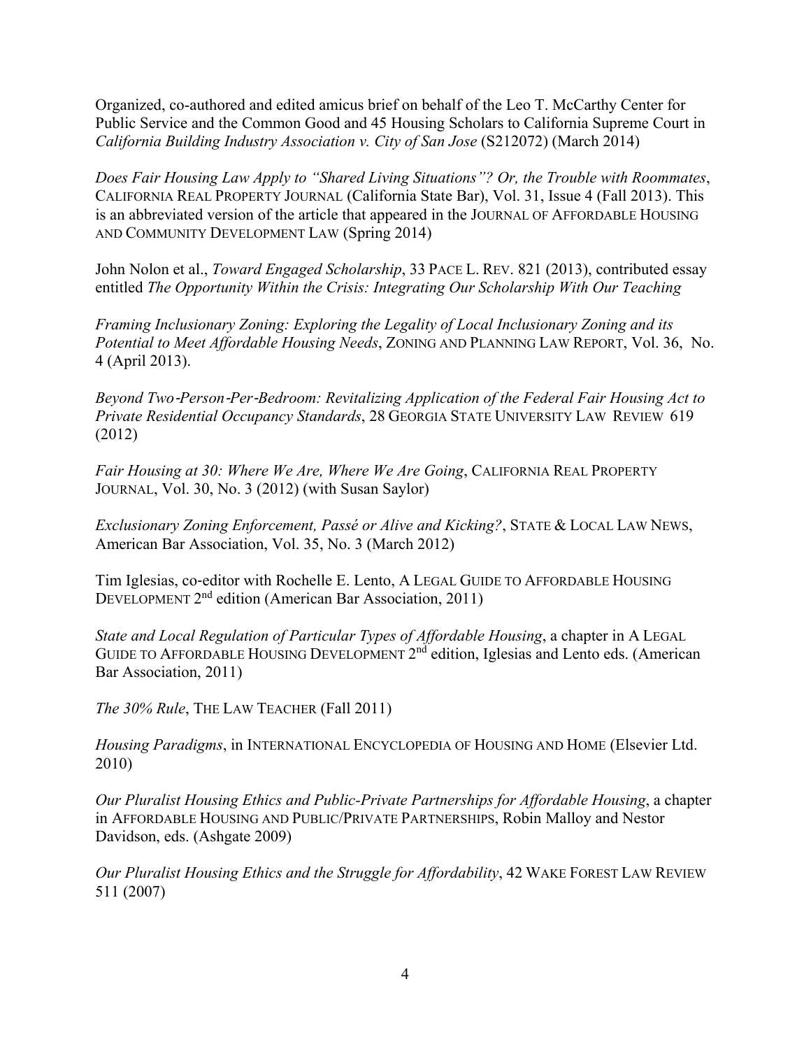Organized, co-authored and edited amicus brief on behalf of the Leo T. McCarthy Center for Public Service and the Common Good and 45 Housing Scholars to California Supreme Court in *California Building Industry Association v. City of San Jose* (S212072) (March 2014)

*Does Fair Housing Law Apply to "Shared Living Situations"? Or, the Trouble with Roommates*, CALIFORNIA REAL PROPERTY JOURNAL (California State Bar), Vol. 31, Issue 4 (Fall 2013). This is an abbreviated version of the article that appeared in the JOURNAL OF AFFORDABLE HOUSING AND COMMUNITY DEVELOPMENT LAW (Spring 2014)

John Nolon et al., *Toward Engaged Scholarship*, 33 PACE L. REV. 821 (2013), contributed essay entitled *The Opportunity Within the Crisis: Integrating Our Scholarship With Our Teaching*

*Framing Inclusionary Zoning: Exploring the Legality of Local Inclusionary Zoning and its Potential to Meet Affordable Housing Needs*, ZONING AND PLANNING LAW REPORT, Vol. 36, No. 4 (April 2013).

*Beyond Two-Person-Per-Bedroom: Revitalizing Application of the Federal Fair Housing Act to Private Residential Occupancy Standards*, 28 GEORGIA STATE UNIVERSITY LAW REVIEW 619 (2012)

*Fair Housing at 30: Where We Are, Where We Are Going*, CALIFORNIA REAL PROPERTY JOURNAL, Vol. 30, No. 3 (2012) (with Susan Saylor)

*Exclusionary Zoning Enforcement, Passé or Alive and Kicking?*, STATE & LOCAL LAW NEWS, American Bar Association, Vol. 35, No. 3 (March 2012)

Tim Iglesias, co-editor with Rochelle E. Lento, A LEGAL GUIDE TO AFFORDABLE HOUSING DEVELOPMENT 2nd edition (American Bar Association, 2011)

*State and Local Regulation of Particular Types of Affordable Housing*, a chapter in A LEGAL GUIDE TO AFFORDABLE HOUSING DEVELOPMENT 2nd edition, Iglesias and Lento eds. (American Bar Association, 2011)

*The 30% Rule*, THE LAW TEACHER (Fall 2011)

*Housing Paradigms*, in INTERNATIONAL ENCYCLOPEDIA OF HOUSING AND HOME (Elsevier Ltd. 2010)

*Our Pluralist Housing Ethics and Public-Private Partnerships for Affordable Housing*, a chapter in AFFORDABLE HOUSING AND PUBLIC/PRIVATE PARTNERSHIPS, Robin Malloy and Nestor Davidson, eds. (Ashgate 2009)

*Our Pluralist Housing Ethics and the Struggle for Affordability*, 42 WAKE FOREST LAW REVIEW 511 (2007)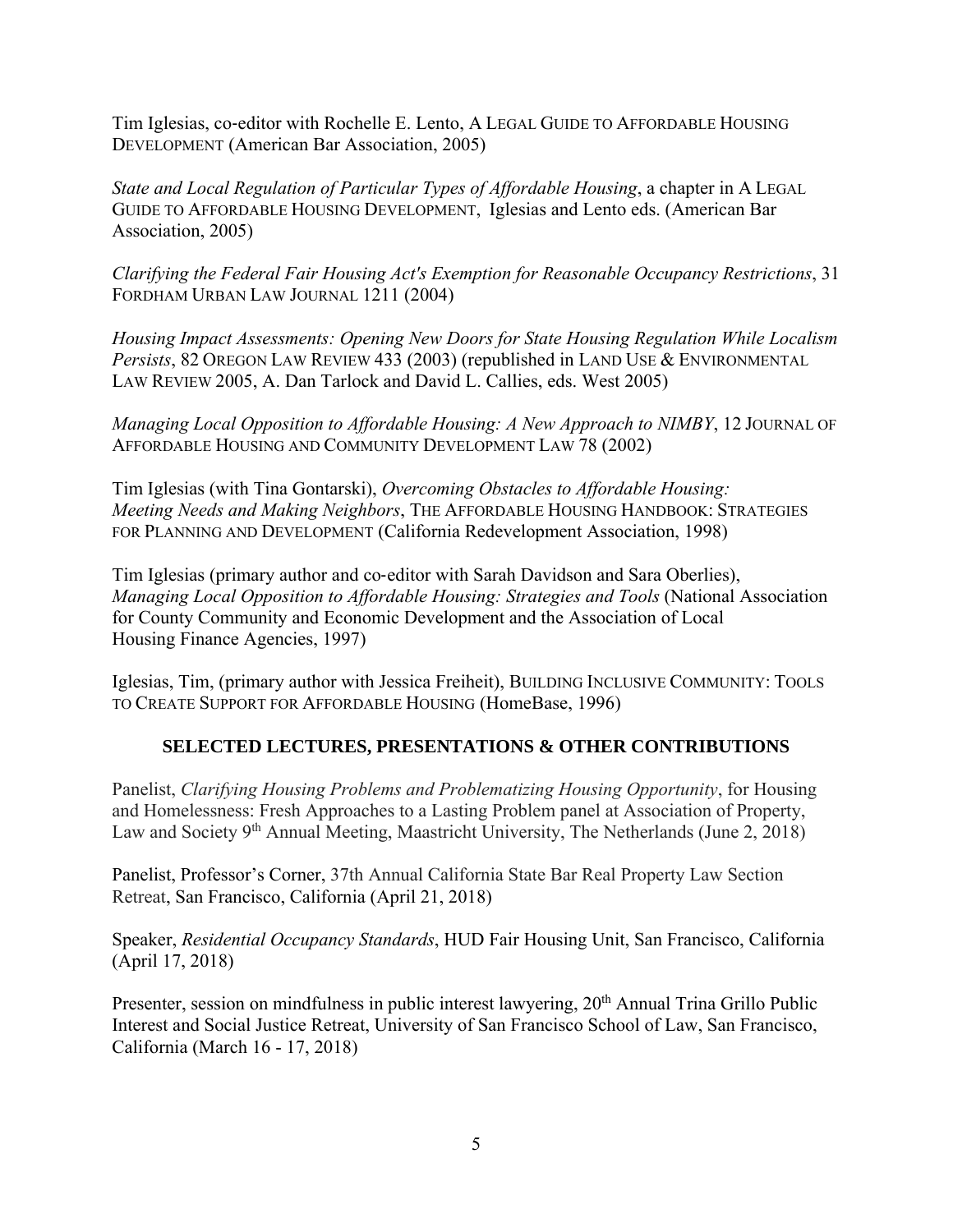Tim Iglesias, co-editor with Rochelle E. Lento, A LEGAL GUIDE TO AFFORDABLE HOUSING DEVELOPMENT (American Bar Association, 2005)

*State and Local Regulation of Particular Types of Affordable Housing*, a chapter in A LEGAL GUIDE TO AFFORDABLE HOUSING DEVELOPMENT, Iglesias and Lento eds. (American Bar Association, 2005)

*Clarifying the Federal Fair Housing Act's Exemption for Reasonable Occupancy Restrictions*, 31 FORDHAM URBAN LAW JOURNAL 1211 (2004)

*Housing Impact Assessments: Opening New Doors for State Housing Regulation While Localism Persists*, 82 OREGON LAW REVIEW 433 (2003) (republished in LAND USE & ENVIRONMENTAL LAW REVIEW 2005, A. Dan Tarlock and David L. Callies, eds. West 2005)

*Managing Local Opposition to Affordable Housing: A New Approach to NIMBY*, 12 JOURNAL OF AFFORDABLE HOUSING AND COMMUNITY DEVELOPMENT LAW 78 (2002)

Tim Iglesias (with Tina Gontarski), *Overcoming Obstacles to Affordable Housing: Meeting Needs and Making Neighbors*, THE AFFORDABLE HOUSING HANDBOOK: STRATEGIES FOR PLANNING AND DEVELOPMENT (California Redevelopment Association, 1998)

Tim Iglesias (primary author and co-editor with Sarah Davidson and Sara Oberlies), *Managing Local Opposition to Affordable Housing: Strategies and Tools* (National Association for County Community and Economic Development and the Association of Local Housing Finance Agencies, 1997)

Iglesias, Tim, (primary author with Jessica Freiheit), BUILDING INCLUSIVE COMMUNITY: TOOLS TO CREATE SUPPORT FOR AFFORDABLE HOUSING (HomeBase, 1996)

## SELECTED LECTURES, PRESENTATIONS & OTHER CONTRIBUTIONS

Panelist, *Clarifying Housing Problems and Problematizing Housing Opportunity*, for Housing and Homelessness: Fresh Approaches to a Lasting Problem panel at Association of Property, Law and Society 9th Annual Meeting, Maastricht University, The Netherlands (June 2, 2018)

Panelist, Professor's Corner, 37th Annual California State Bar Real Property Law Section Retreat, San Francisco, California (April 21, 2018)

Speaker, *Residential Occupancy Standards*, HUD Fair Housing Unit, San Francisco, California (April 17, 2018)

Presenter, session on mindfulness in public interest lawyering, 20th Annual Trina Grillo Public Interest and Social Justice Retreat, University of San Francisco School of Law, San Francisco, California (March 16 - 17, 2018)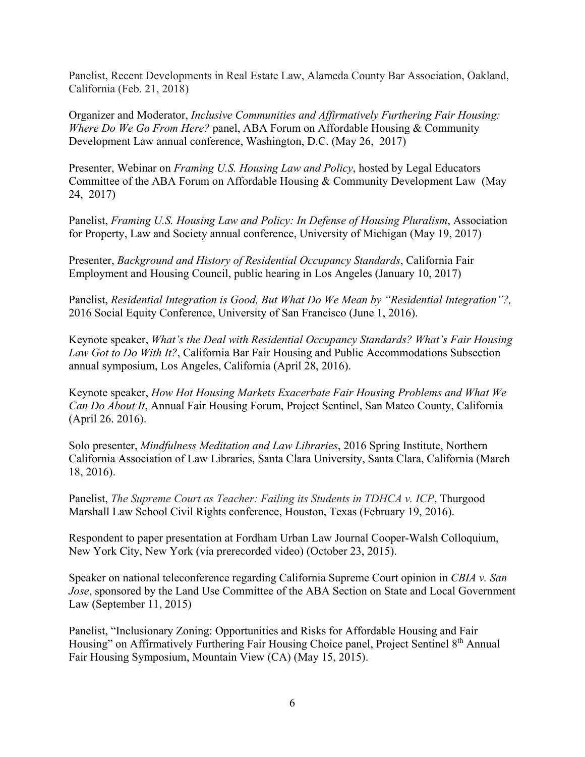Panelist, Recent Developments in Real Estate Law, Alameda County Bar Association, Oakland, California (Feb. 21, 2018)

Organizer and Moderator, *Inclusive Communities and Affirmatively Furthering Fair Housing: Where Do We Go From Here?* panel, ABA Forum on Affordable Housing & Community Development Law annual conference, Washington, D.C. (May 26, 2017)

Presenter, Webinar on *Framing U.S. Housing Law and Policy*, hosted by Legal Educators Committee of the ABA Forum on Affordable Housing & Community Development Law (May 24, 2017)

Panelist, *Framing U.S. Housing Law and Policy: In Defense of Housing Pluralism*, Association for Property, Law and Society annual conference, University of Michigan (May 19, 2017)

Presenter, *Background and History of Residential Occupancy Standards*, California Fair Employment and Housing Council, public hearing in Los Angeles (January 10, 2017)

Panelist, *Residential Integration is Good, But What Do We Mean by "Residential Integration"?,* 2016 Social Equity Conference, University of San Francisco (June 1, 2016).

Keynote speaker, *What's the Deal with Residential Occupancy Standards? What's Fair Housing Law Got to Do With It?*, California Bar Fair Housing and Public Accommodations Subsection annual symposium, Los Angeles, California (April 28, 2016).

Keynote speaker, *How Hot Housing Markets Exacerbate Fair Housing Problems and What We Can Do About It*, Annual Fair Housing Forum, Project Sentinel, San Mateo County, California (April 26. 2016).

Solo presenter, *Mindfulness Meditation and Law Libraries*, 2016 Spring Institute, Northern California Association of Law Libraries, Santa Clara University, Santa Clara, California (March 18, 2016).

Panelist, *The Supreme Court as Teacher: Failing its Students in TDHCA v. ICP*, Thurgood Marshall Law School Civil Rights conference, Houston, Texas (February 19, 2016).

Respondent to paper presentation at Fordham Urban Law Journal Cooper-Walsh Colloquium, New York City, New York (via prerecorded video) (October 23, 2015).

Speaker on national teleconference regarding California Supreme Court opinion in *CBIA v. San Jose*, sponsored by the Land Use Committee of the ABA Section on State and Local Government Law (September 11, 2015)

Panelist, "Inclusionary Zoning: Opportunities and Risks for Affordable Housing and Fair Housing" on Affirmatively Furthering Fair Housing Choice panel, Project Sentinel 8th Annual Fair Housing Symposium, Mountain View (CA) (May 15, 2015).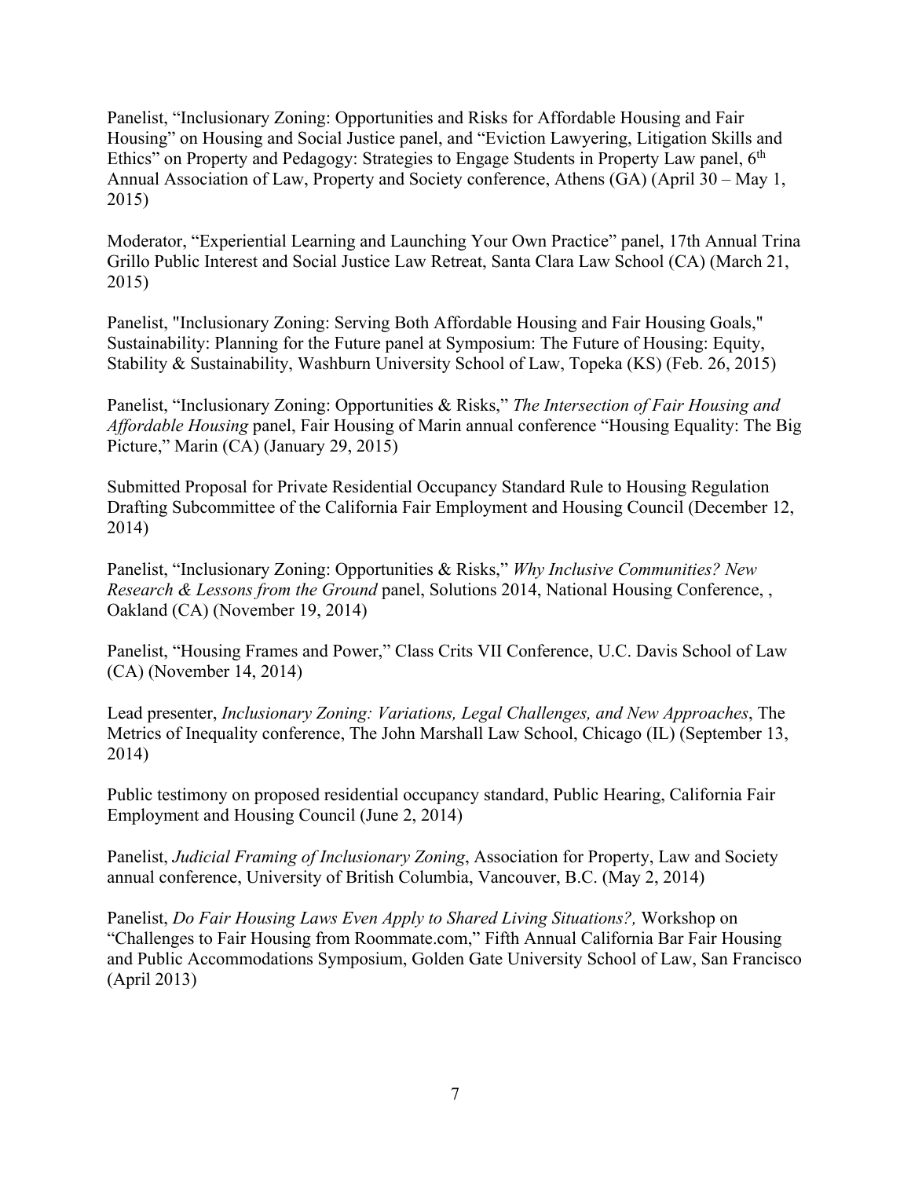Panelist, “Inclusionary Zoning: Opportunities and Risks for Affordable Housing and Fair Housing” on Housing and Social Justice panel, and “Eviction Lawyering, Litigation Skills and Ethics” on Property and Pedagogy: Strategies to Engage Students in Property Law panel, 6th Annual Association of Law, Property and Society conference, Athens (GA) (April 30 – May 1, 2015)

Moderator, “Experiential Learning and Launching Your Own Practice” panel, 17th Annual Trina Grillo Public Interest and Social Justice Law Retreat, Santa Clara Law School (CA) (March 21, 2015)

Panelist, "Inclusionary Zoning: Serving Both Affordable Housing and Fair Housing Goals," Sustainability: Planning for the Future panel at Symposium: The Future of Housing: Equity, Stability & Sustainability, Washburn University School of Law, Topeka (KS) (Feb. 26, 2015)

Panelist, “Inclusionary Zoning: Opportunities & Risks,” *The Intersection of Fair Housing and Affordable Housing* panel, Fair Housing of Marin annual conference “Housing Equality: The Big Picture,” Marin (CA) (January 29, 2015)

Submitted Proposal for Private Residential Occupancy Standard Rule to Housing Regulation Drafting Subcommittee of the California Fair Employment and Housing Council (December 12, 2014)

Panelist, “Inclusionary Zoning: Opportunities & Risks,” *Why Inclusive Communities? New Research & Lessons from the Ground* panel, Solutions 2014, National Housing Conference, , Oakland (CA) (November 19, 2014)

Panelist, “Housing Frames and Power,” Class Crits VII Conference, U.C. Davis School of Law (CA) (November 14, 2014)

Lead presenter, *Inclusionary Zoning: Variations, Legal Challenges, and New Approaches*, The Metrics of Inequality conference, The John Marshall Law School, Chicago (IL) (September 13, 2014)

Public testimony on proposed residential occupancy standard, Public Hearing, California Fair Employment and Housing Council (June 2, 2014)

Panelist, *Judicial Framing of Inclusionary Zoning*, Association for Property, Law and Society annual conference, University of British Columbia, Vancouver, B.C. (May 2, 2014)

Panelist, *Do Fair Housing Laws Even Apply to Shared Living Situations?,* Workshop on “Challenges to Fair Housing from Roommate.com,” Fifth Annual California Bar Fair Housing and Public Accommodations Symposium, Golden Gate University School of Law, San Francisco (April 2013)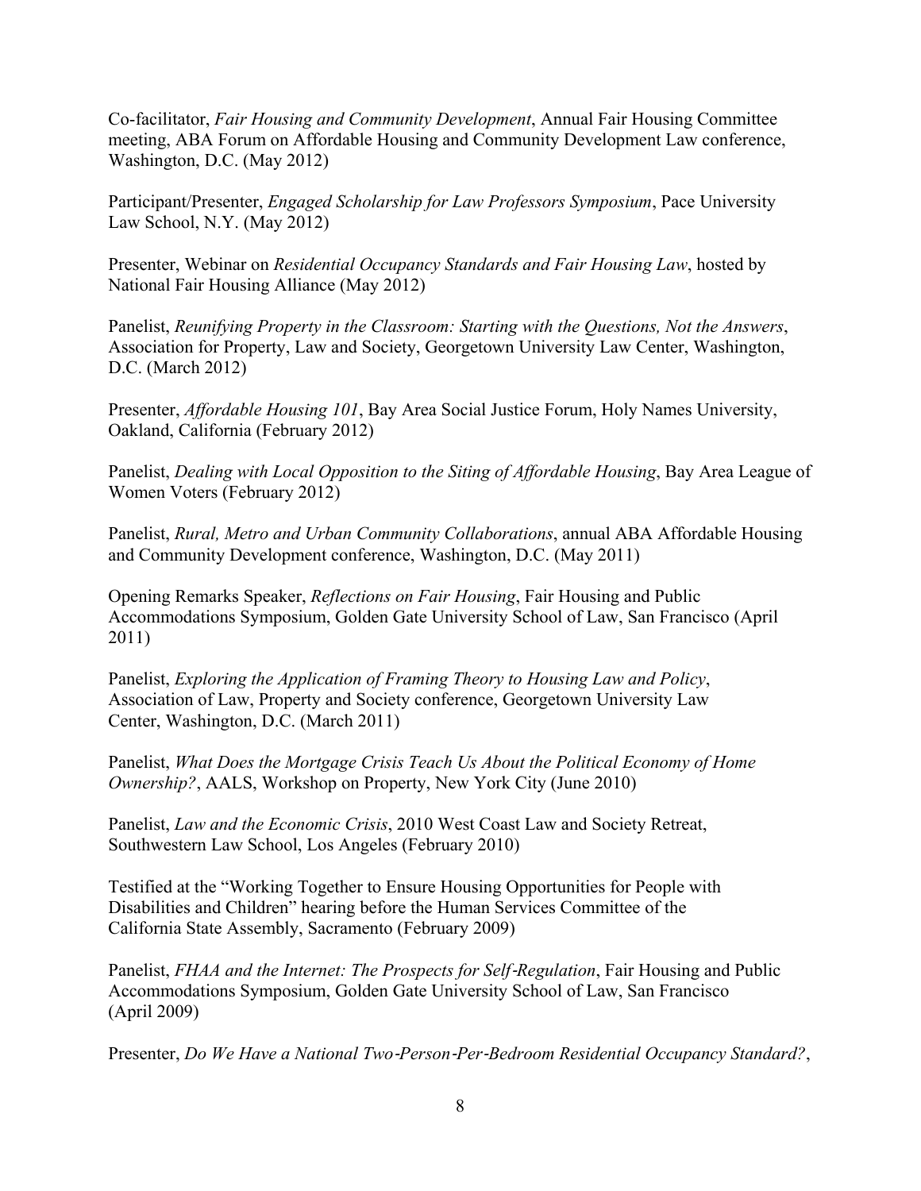Co-facilitator, *Fair Housing and Community Development*, Annual Fair Housing Committee meeting, ABA Forum on Affordable Housing and Community Development Law conference, Washington, D.C. (May 2012)

Participant/Presenter, *Engaged Scholarship for Law Professors Symposium*, Pace University Law School, N.Y. (May 2012)

Presenter, Webinar on *Residential Occupancy Standards and Fair Housing Law*, hosted by National Fair Housing Alliance (May 2012)

Panelist, *Reunifying Property in the Classroom: Starting with the Questions, Not the Answers*, Association for Property, Law and Society, Georgetown University Law Center, Washington, D.C. (March 2012)

Presenter, *Affordable Housing 101*, Bay Area Social Justice Forum, Holy Names University, Oakland, California (February 2012)

Panelist, *Dealing with Local Opposition to the Siting of Affordable Housing*, Bay Area League of Women Voters (February 2012)

Panelist, *Rural, Metro and Urban Community Collaborations*, annual ABA Affordable Housing and Community Development conference, Washington, D.C. (May 2011)

Opening Remarks Speaker, *Reflections on Fair Housing*, Fair Housing and Public Accommodations Symposium, Golden Gate University School of Law, San Francisco (April 2011)

Panelist, *Exploring the Application of Framing Theory to Housing Law and Policy*, Association of Law, Property and Society conference, Georgetown University Law Center, Washington, D.C. (March 2011)

Panelist, *What Does the Mortgage Crisis Teach Us About the Political Economy of Home Ownership?*, AALS, Workshop on Property, New York City (June 2010)

Panelist, *Law and the Economic Crisis*, 2010 West Coast Law and Society Retreat, Southwestern Law School, Los Angeles (February 2010)

Testified at the "Working Together to Ensure Housing Opportunities for People with Disabilities and Children" hearing before the Human Services Committee of the California State Assembly, Sacramento (February 2009)

Panelist, *FHAA and the Internet: The Prospects for Self-Regulation*, Fair Housing and Public Accommodations Symposium, Golden Gate University School of Law, San Francisco (April 2009)

Presenter, *Do We Have a National Two-Person-Per-Bedroom Residential Occupancy Standard?*,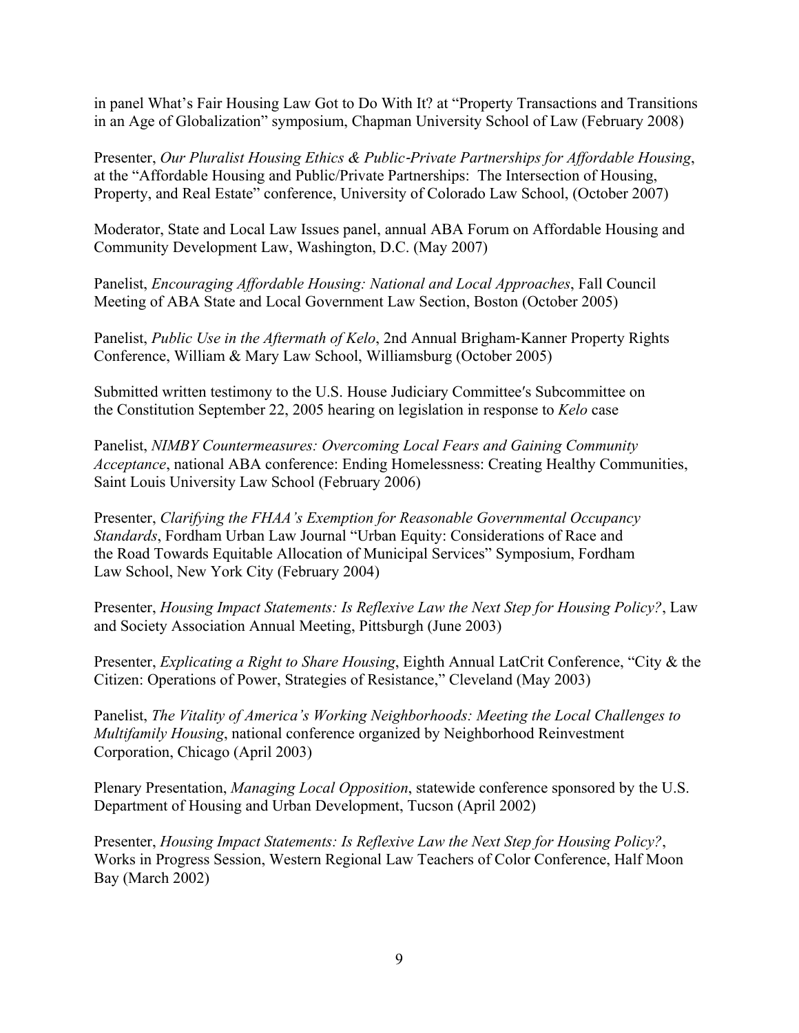in panel What's Fair Housing Law Got to Do With It? at "Property Transactions and Transitions in an Age of Globalization" symposium, Chapman University School of Law (February 2008)

Presenter, *Our Pluralist Housing Ethics & Public-Private Partnerships for Affordable Housing*, at the "Affordable Housing and Public/Private Partnerships: The Intersection of Housing, Property, and Real Estate" conference, University of Colorado Law School, (October 2007)

Moderator, State and Local Law Issues panel, annual ABA Forum on Affordable Housing and Community Development Law, Washington, D.C. (May 2007)

Panelist, *Encouraging Affordable Housing: National and Local Approaches*, Fall Council Meeting of ABA State and Local Government Law Section, Boston (October 2005)

Panelist, *Public Use in the Aftermath of Kelo*, 2nd Annual Brigham-Kanner Property Rights Conference, William & Mary Law School, Williamsburg (October 2005)

Submitted written testimony to the U.S. House Judiciary Committee′s Subcommittee on the Constitution September 22, 2005 hearing on legislation in response to *Kelo* case

Panelist, *NIMBY Countermeasures: Overcoming Local Fears and Gaining Community Acceptance*, national ABA conference: Ending Homelessness: Creating Healthy Communities, Saint Louis University Law School (February 2006)

Presenter, *Clarifying the FHAA's Exemption for Reasonable Governmental Occupancy Standards*, Fordham Urban Law Journal "Urban Equity: Considerations of Race and the Road Towards Equitable Allocation of Municipal Services" Symposium, Fordham Law School, New York City (February 2004)

Presenter, *Housing Impact Statements: Is Reflexive Law the Next Step for Housing Policy?*, Law and Society Association Annual Meeting, Pittsburgh (June 2003)

Presenter, *Explicating a Right to Share Housing*, Eighth Annual LatCrit Conference, "City & the Citizen: Operations of Power, Strategies of Resistance," Cleveland (May 2003)

Panelist, *The Vitality of America's Working Neighborhoods: Meeting the Local Challenges to Multifamily Housing*, national conference organized by Neighborhood Reinvestment Corporation, Chicago (April 2003)

Plenary Presentation, *Managing Local Opposition*, statewide conference sponsored by the U.S. Department of Housing and Urban Development, Tucson (April 2002)

Presenter, *Housing Impact Statements: Is Reflexive Law the Next Step for Housing Policy?*, Works in Progress Session, Western Regional Law Teachers of Color Conference, Half Moon Bay (March 2002)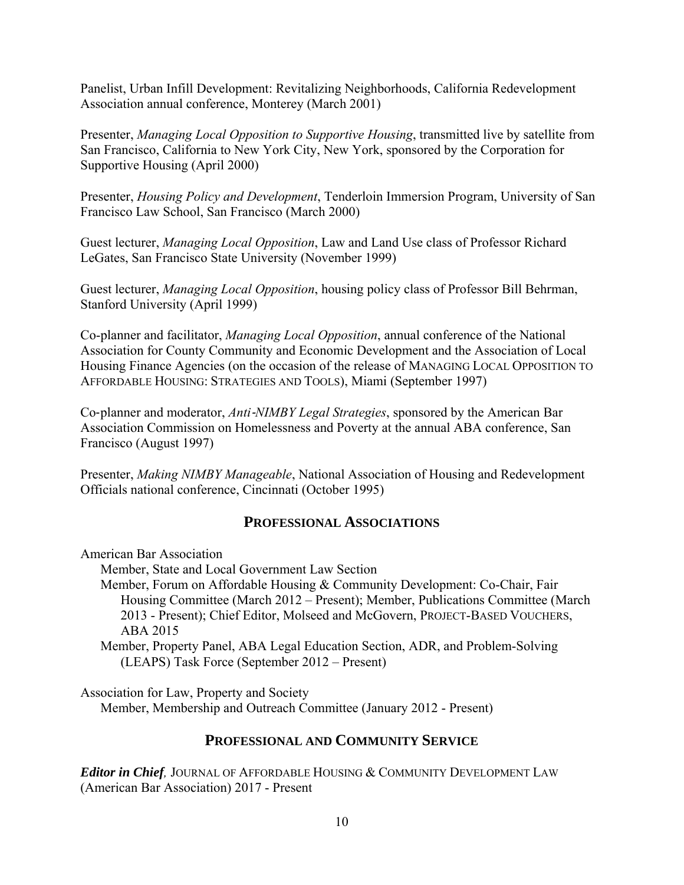Panelist, Urban Infill Development: Revitalizing Neighborhoods, California Redevelopment Association annual conference, Monterey (March 2001)

Presenter, *Managing Local Opposition to Supportive Housing*, transmitted live by satellite from San Francisco, California to New York City, New York, sponsored by the Corporation for Supportive Housing (April 2000)

Presenter, *Housing Policy and Development*, Tenderloin Immersion Program, University of San Francisco Law School, San Francisco (March 2000)

Guest lecturer, *Managing Local Opposition*, Law and Land Use class of Professor Richard LeGates, San Francisco State University (November 1999)

Guest lecturer, *Managing Local Opposition*, housing policy class of Professor Bill Behrman, Stanford University (April 1999)

Co-planner and facilitator, *Managing Local Opposition*, annual conference of the National Association for County Community and Economic Development and the Association of Local Housing Finance Agencies (on the occasion of the release of MANAGING LOCAL OPPOSITION TO AFFORDABLE HOUSING: STRATEGIES AND TOOLS), Miami (September 1997)

Co-planner and moderator, *Anti-NIMBY Legal Strategies*, sponsored by the American Bar Association Commission on Homelessness and Poverty at the annual ABA conference, San Francisco (August 1997)

Presenter, *Making NIMBY Manageable*, National Association of Housing and Redevelopment Officials national conference, Cincinnati (October 1995)

## PROFESSIONAL ASSOCIATIONS

American Bar Association

- Member, State and Local Government Law Section
- Member, Forum on Affordable Housing & Community Development: Co-Chair, Fair Housing Committee (March 2012 – Present); Member, Publications Committee (March 2013 - Present); Chief Editor, Molseed and McGovern, PROJECT-BASED VOUCHERS, ABA 2015
- Member, Property Panel, ABA Legal Education Section, ADR, and Problem-Solving (LEAPS) Task Force (September 2012 – Present)

Association for Law, Property and Society

- Member, Membership and Outreach Committee (January 2012 - Present)

## PROFESSIONAL AND COMMUNITY SERVICE

***Editor in Chief*,** JOURNAL OF AFFORDABLE HOUSING & COMMUNITY DEVELOPMENT LAW (American Bar Association) 2017 - Present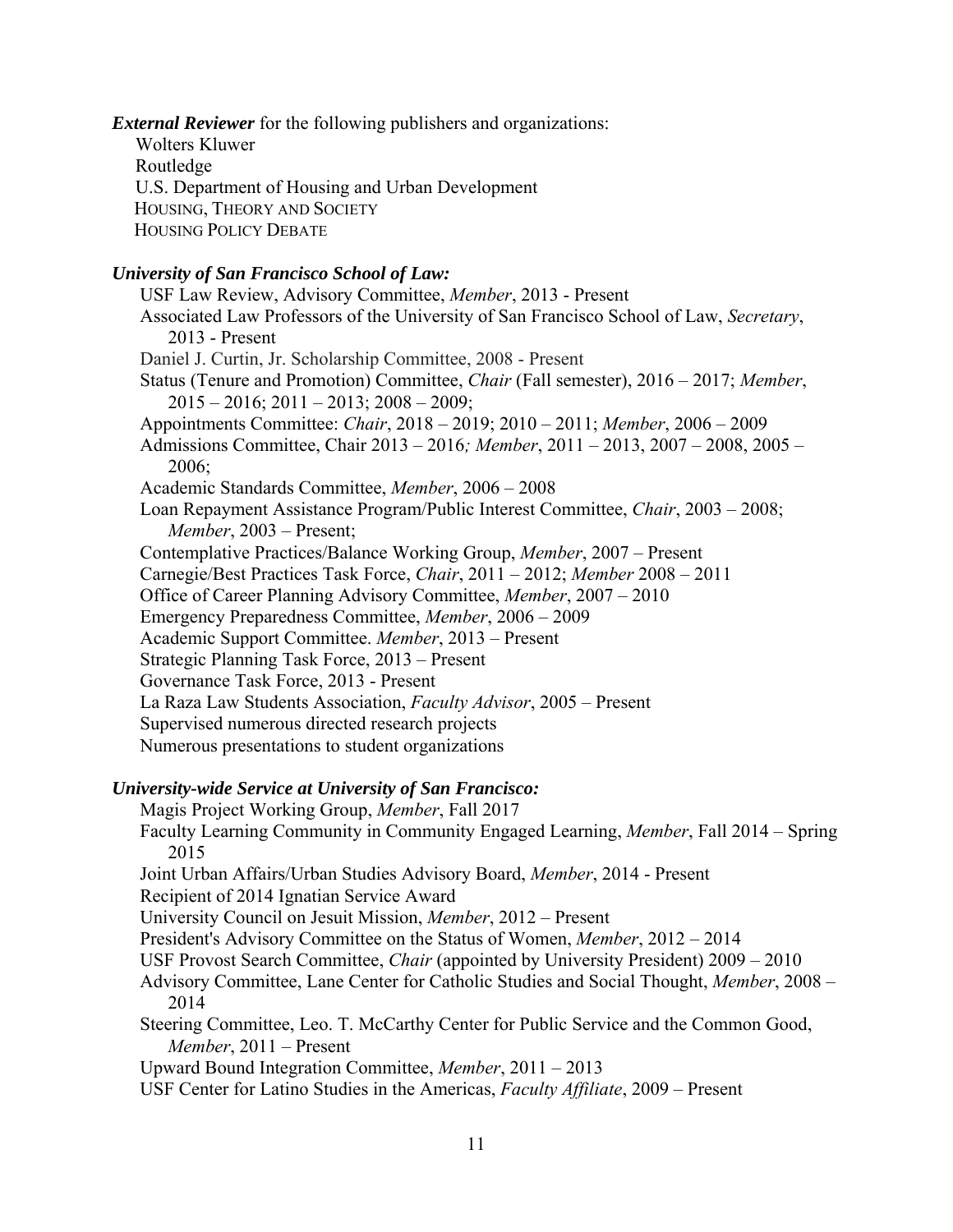***External Reviewer*** for the following publishers and organizations:

Wolters Kluwer
Routledge
U.S. Department of Housing and Urban Development
HOUSING, THEORY AND SOCIETY
HOUSING POLICY DEBATE

***University of San Francisco School of Law:***

USF Law Review, Advisory Committee, *Member*, 2013 - Present
Associated Law Professors of the University of San Francisco School of Law, *Secretary*, 2013 - Present
Daniel J. Curtin, Jr. Scholarship Committee, 2008 - Present
Status (Tenure and Promotion) Committee, *Chair* (Fall semester), 2016 – 2017; *Member*, 2015 – 2016; 2011 – 2013; 2008 – 2009;
Appointments Committee: *Chair*, 2018 – 2019; 2010 – 2011; *Member*, 2006 – 2009
Admissions Committee, Chair 2013 – 2016*; Member*, 2011 – 2013, 2007 – 2008, 2005 – 2006;
Academic Standards Committee, *Member*, 2006 – 2008
Loan Repayment Assistance Program/Public Interest Committee, *Chair*, 2003 – 2008; *Member*, 2003 – Present;
Contemplative Practices/Balance Working Group, *Member*, 2007 – Present
Carnegie/Best Practices Task Force, *Chair*, 2011 – 2012; *Member* 2008 – 2011
Office of Career Planning Advisory Committee, *Member*, 2007 – 2010
Emergency Preparedness Committee, *Member*, 2006 – 2009
Academic Support Committee. *Member*, 2013 – Present
Strategic Planning Task Force, 2013 – Present
Governance Task Force, 2013 - Present
La Raza Law Students Association, *Faculty Advisor*, 2005 – Present
Supervised numerous directed research projects
Numerous presentations to student organizations

***University-wide Service at University of San Francisco:***

Magis Project Working Group, *Member*, Fall 2017
Faculty Learning Community in Community Engaged Learning, *Member*, Fall 2014 – Spring 2015
Joint Urban Affairs/Urban Studies Advisory Board, *Member*, 2014 - Present
Recipient of 2014 Ignatian Service Award
University Council on Jesuit Mission, *Member*, 2012 – Present
President's Advisory Committee on the Status of Women, *Member*, 2012 – 2014
USF Provost Search Committee, *Chair* (appointed by University President) 2009 – 2010
Advisory Committee, Lane Center for Catholic Studies and Social Thought, *Member*, 2008 – 2014
Steering Committee, Leo. T. McCarthy Center for Public Service and the Common Good, *Member*, 2011 – Present
Upward Bound Integration Committee, *Member*, 2011 – 2013
USF Center for Latino Studies in the Americas, *Faculty Affiliate*, 2009 – Present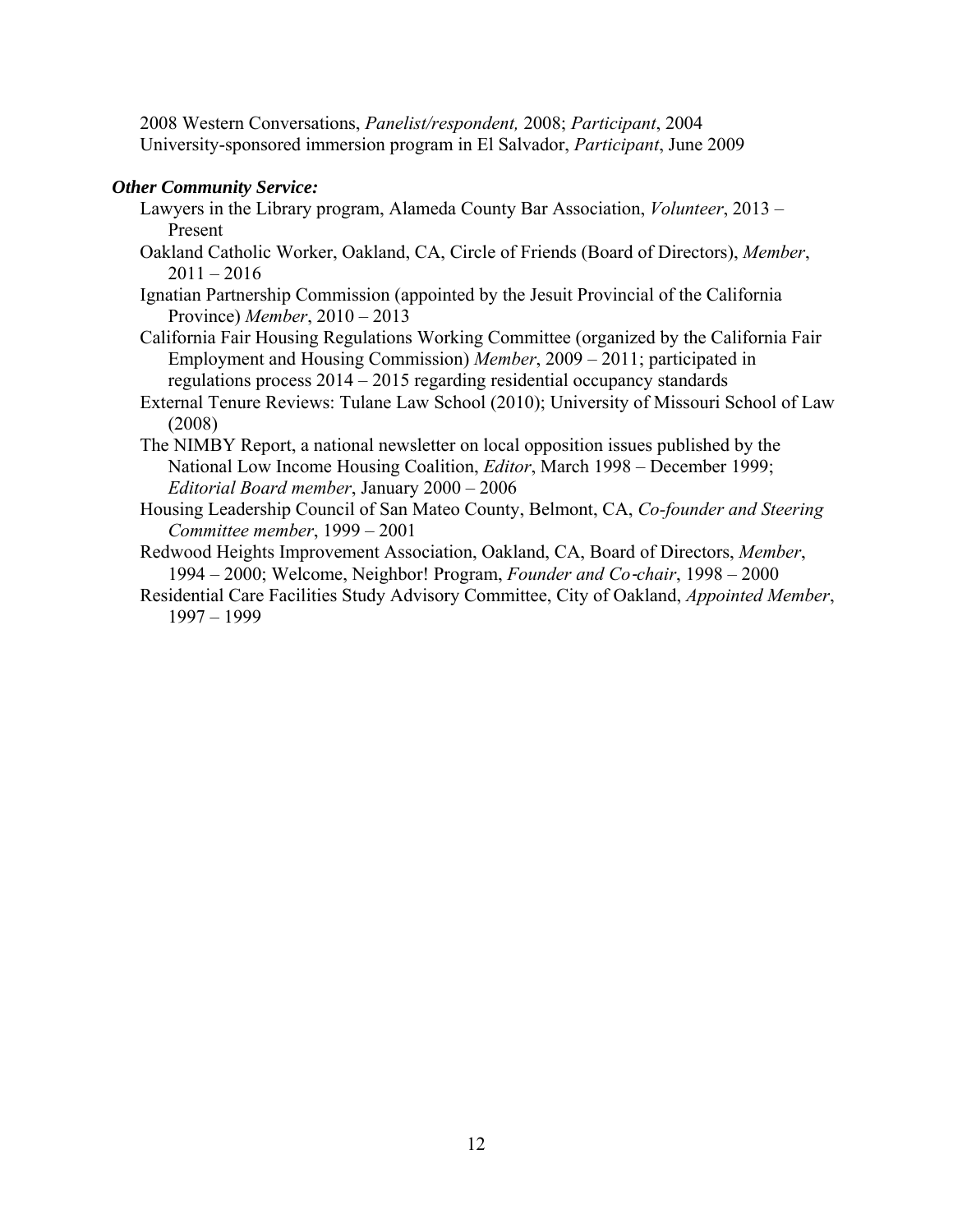2008 Western Conversations, *Panelist/respondent,* 2008; *Participant*, 2004
University-sponsored immersion program in El Salvador, *Participant*, June 2009

***Other Community Service:***

Lawyers in the Library program, Alameda County Bar Association, *Volunteer*, 2013 – Present

Oakland Catholic Worker, Oakland, CA, Circle of Friends (Board of Directors), *Member*, 2011 – 2016

Ignatian Partnership Commission (appointed by the Jesuit Provincial of the California Province) *Member*, 2010 – 2013

California Fair Housing Regulations Working Committee (organized by the California Fair Employment and Housing Commission) *Member*, 2009 – 2011; participated in regulations process 2014 – 2015 regarding residential occupancy standards

External Tenure Reviews: Tulane Law School (2010); University of Missouri School of Law (2008)

The NIMBY Report, a national newsletter on local opposition issues published by the National Low Income Housing Coalition, *Editor*, March 1998 – December 1999; *Editorial Board member*, January 2000 – 2006

Housing Leadership Council of San Mateo County, Belmont, CA, *Co-founder and Steering Committee member*, 1999 – 2001

Redwood Heights Improvement Association, Oakland, CA, Board of Directors, *Member*, 1994 – 2000; Welcome, Neighbor! Program, *Founder and Co-chair*, 1998 – 2000

Residential Care Facilities Study Advisory Committee, City of Oakland, *Appointed Member*, 1997 – 1999